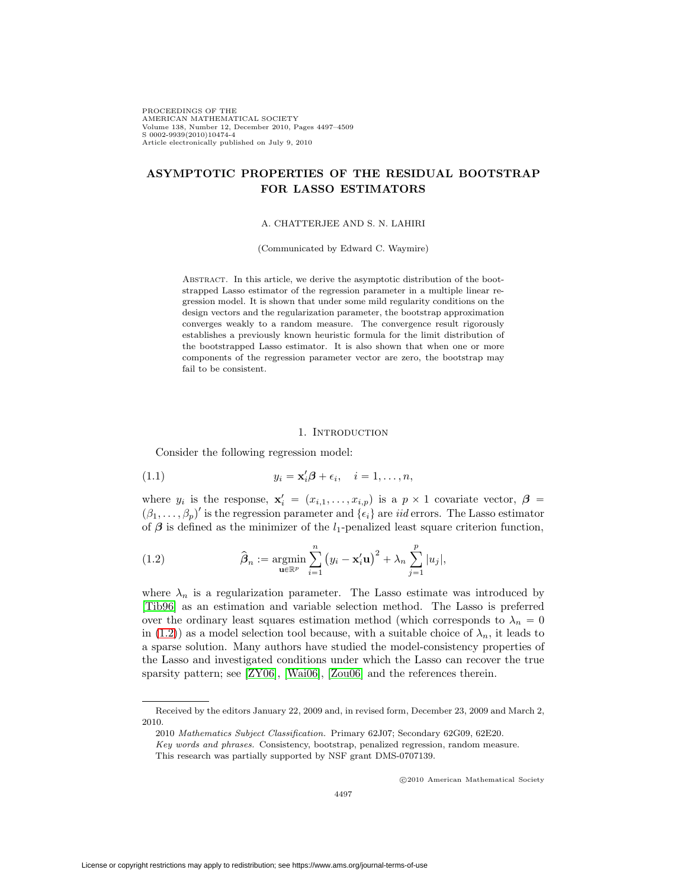# ASYMPTOTIC PROPERTIES OF THE RESIDUAL BOOTSTRAP FOR LASSO ESTIMATORS

A. CHATTERJEE AND S. N. LAHIRI

(Communicated by Edward C. Waymire)

Abstract. In this article, we derive the asymptotic distribution of the bootstrapped Lasso estimator of the regression parameter in a multiple linear regression model. It is shown that under some mild regularity conditions on the design vectors and the regularization parameter, the bootstrap approximation converges weakly to a random measure. The convergence result rigorously establishes a previously known heuristic formula for the limit distribution of the bootstrapped Lasso estimator. It is also shown that when one or more components of the regression parameter vector are zero, the bootstrap may fail to be consistent.

## 1. Introduction

Consider the following regression model:

$$y_i = \mathbf{x}_i'\boldsymbol{\beta} + \epsilon_i, \quad i = 1, \ldots, n, \tag{1.1}$$

where $y_i$ is the response, $\mathbf{x}_i' = (x_{i,1}, \ldots, x_{i,p})$ is a $p \times 1$ covariate vector, $\boldsymbol{\beta} = (\beta_1, \ldots, \beta_p)'$ is the regression parameter and $\{\epsilon_i\}$ are *iid* errors. The Lasso estimator of $\boldsymbol{\beta}$ is defined as the minimizer of the $l_1$-penalized least square criterion function,

$$\widehat{\boldsymbol{\beta}}_n := \underset{\mathbf{u} \in \mathbb{R}^p}{\operatorname{argmin}} \sum_{i=1}^{n} \left(y_i - \mathbf{x}_i'\mathbf{u}\right)^2 + \lambda_n \sum_{j=1}^{p} |u_j|, \tag{1.2}$$

where $\lambda_n$ is a regularization parameter. The Lasso estimate was introduced by [Tib96] as an estimation and variable selection method. The Lasso is preferred over the ordinary least squares estimation method (which corresponds to $\lambda_n = 0$ in (1.2)) as a model selection tool because, with a suitable choice of $\lambda_n$, it leads to a sparse solution. Many authors have studied the model-consistency properties of the Lasso and investigated conditions under which the Lasso can recover the true sparsity pattern; see [ZY06], [Wai06], [Zou06] and the references therein.

---

Received by the editors January 22, 2009 and, in revised form, December 23, 2009 and March 2, 2010.

2010 *Mathematics Subject Classification.* Primary 62J07; Secondary 62G09, 62E20.

*Key words and phrases.* Consistency, bootstrap, penalized regression, random measure.

This research was partially supported by NSF grant DMS-0707139.

©2010 American Mathematical Society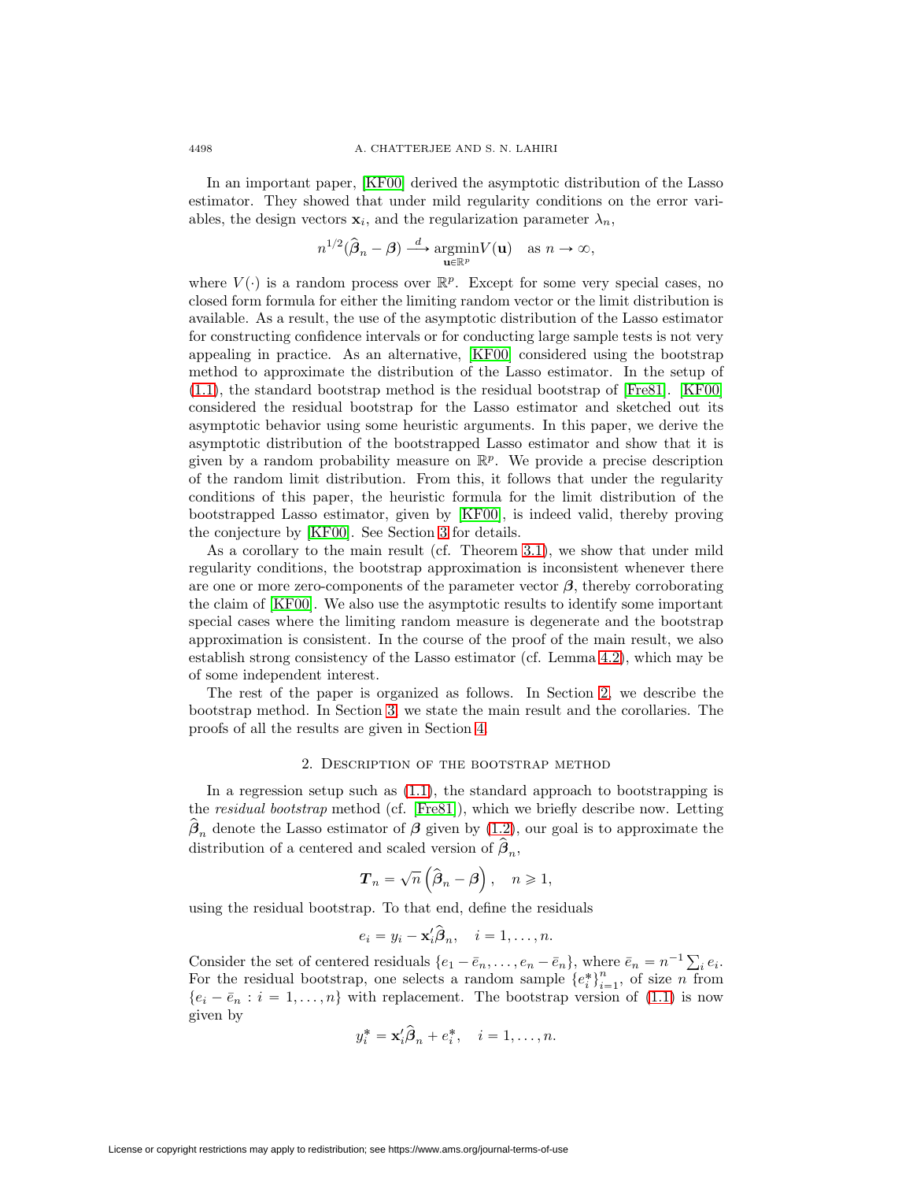In an important paper, [KF00] derived the asymptotic distribution of the Lasso estimator. They showed that under mild regularity conditions on the error variables, the design vectors $\mathbf{x}_i$, and the regularization parameter $\lambda_n$,

$$n^{1/2}(\widehat{\boldsymbol{\beta}}_n - \boldsymbol{\beta}) \xrightarrow{d} \underset{\mathbf{u}\in\mathbb{R}^p}{\operatorname{argmin}} V(\mathbf{u}) \quad \text{as } n \to \infty,$$

where $V(\cdot)$ is a random process over $\mathbb{R}^p$. Except for some very special cases, no closed form formula for either the limiting random vector or the limit distribution is available. As a result, the use of the asymptotic distribution of the Lasso estimator for constructing confidence intervals or for conducting large sample tests is not very appealing in practice. As an alternative, [KF00] considered using the bootstrap method to approximate the distribution of the Lasso estimator. In the setup of (1.1), the standard bootstrap method is the residual bootstrap of [Fre81]. [KF00] considered the residual bootstrap for the Lasso estimator and sketched out its asymptotic behavior using some heuristic arguments. In this paper, we derive the asymptotic distribution of the bootstrapped Lasso estimator and show that it is given by a random probability measure on $\mathbb{R}^p$. We provide a precise description of the random limit distribution. From this, it follows that under the regularity conditions of this paper, the heuristic formula for the limit distribution of the bootstrapped Lasso estimator, given by [KF00], is indeed valid, thereby proving the conjecture by [KF00]. See Section 3 for details.

As a corollary to the main result (cf. Theorem 3.1), we show that under mild regularity conditions, the bootstrap approximation is inconsistent whenever there are one or more zero-components of the parameter vector $\boldsymbol{\beta}$, thereby corroborating the claim of [KF00]. We also use the asymptotic results to identify some important special cases where the limiting random measure is degenerate and the bootstrap approximation is consistent. In the course of the proof of the main result, we also establish strong consistency of the Lasso estimator (cf. Lemma 4.2), which may be of some independent interest.

The rest of the paper is organized as follows. In Section 2, we describe the bootstrap method. In Section 3, we state the main result and the corollaries. The proofs of all the results are given in Section 4.

## 2. Description of the bootstrap method

In a regression setup such as (1.1), the standard approach to bootstrapping is the *residual bootstrap* method (cf. [Fre81]), which we briefly describe now. Letting $\widehat{\boldsymbol{\beta}}_n$ denote the Lasso estimator of $\boldsymbol{\beta}$ given by (1.2), our goal is to approximate the distribution of a centered and scaled version of $\widehat{\boldsymbol{\beta}}_n$,

$$\boldsymbol{T}_n = \sqrt{n}\left(\widehat{\boldsymbol{\beta}}_n - \boldsymbol{\beta}\right), \quad n \geqslant 1,$$

using the residual bootstrap. To that end, define the residuals

$$e_i = y_i - \mathbf{x}_i'\widehat{\boldsymbol{\beta}}_n, \quad i = 1, \ldots, n.$$

Consider the set of centered residuals $\{e_1 - \bar{e}_n, \ldots, e_n - \bar{e}_n\}$, where $\bar{e}_n = n^{-1}\sum_i e_i$. For the residual bootstrap, one selects a random sample $\{e_i^*\}_{i=1}^n$, of size $n$ from $\{e_i - \bar{e}_n : i = 1, \ldots, n\}$ with replacement. The bootstrap version of (1.1) is now given by

$$y_i^* = \mathbf{x}_i'\widehat{\boldsymbol{\beta}}_n + e_i^*, \quad i = 1, \ldots, n.$$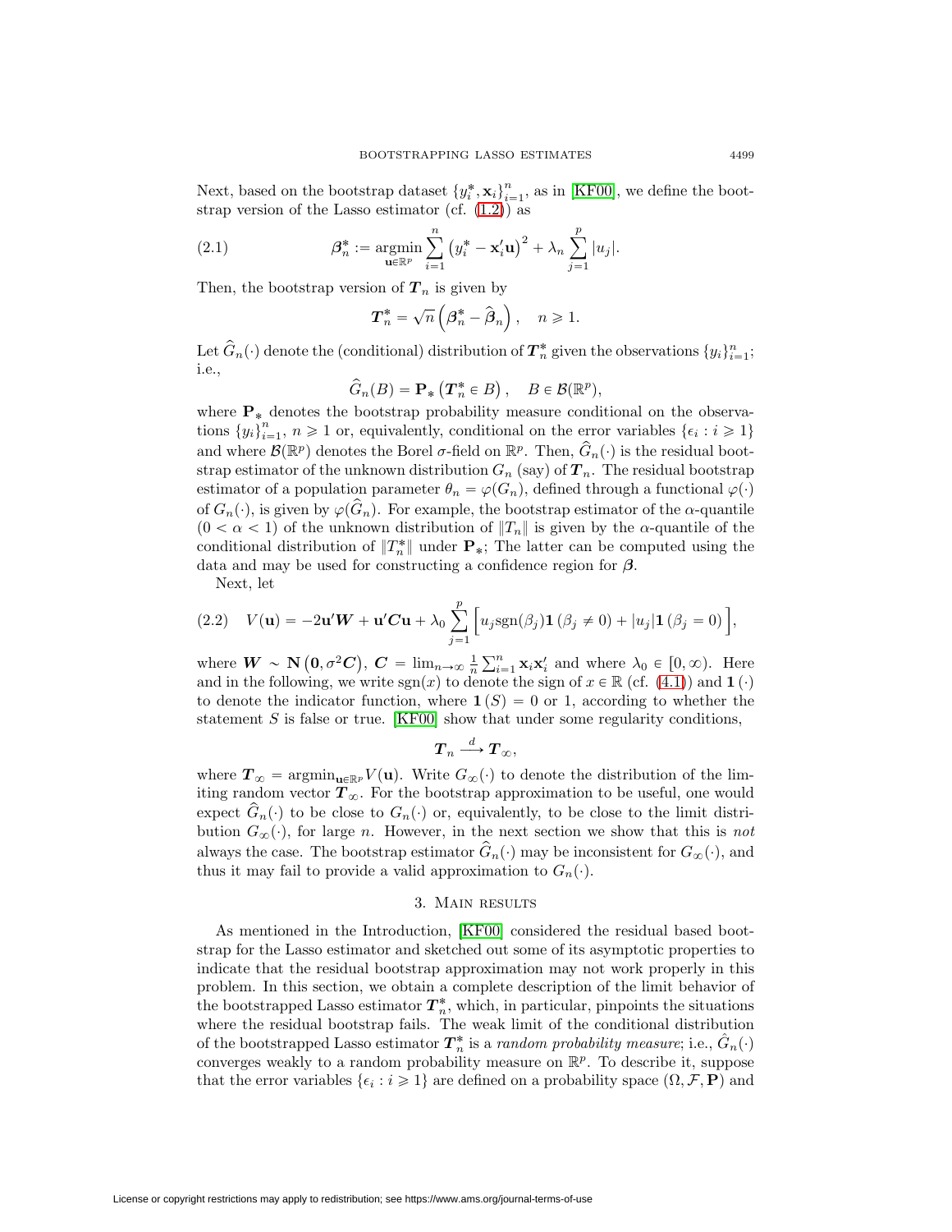Next, based on the bootstrap dataset $\{y_i^*, \mathbf{x}_i\}_{i=1}^n$, as in [KF00], we define the bootstrap version of the Lasso estimator (cf. (1.2)) as

$$\boldsymbol{\beta}_n^* := \underset{\mathbf{u}\in\mathbb{R}^p}{\operatorname{argmin}} \sum_{i=1}^n \left(y_i^* - \mathbf{x}_i'\mathbf{u}\right)^2 + \lambda_n \sum_{j=1}^p |u_j|. \tag{2.1}$$

Then, the bootstrap version of $\boldsymbol{T}_n$ is given by

$$\boldsymbol{T}_n^* = \sqrt{n}\left(\boldsymbol{\beta}_n^* - \widehat{\boldsymbol{\beta}}_n\right), \quad n \geqslant 1.$$

Let $\widehat{G}_n(\cdot)$ denote the (conditional) distribution of $\boldsymbol{T}_n^*$ given the observations $\{y_i\}_{i=1}^n$; i.e.,

$$\widehat{G}_n(B) = \mathbf{P}_*\left(\boldsymbol{T}_n^* \in B\right), \quad B \in \mathcal{B}(\mathbb{R}^p),$$

where $\mathbf{P}_*$ denotes the bootstrap probability measure conditional on the observations $\{y_i\}_{i=1}^n$, $n \geqslant 1$ or, equivalently, conditional on the error variables $\{\epsilon_i : i \geqslant 1\}$ and where $\mathcal{B}(\mathbb{R}^p)$ denotes the Borel $\sigma$-field on $\mathbb{R}^p$. Then, $\widehat{G}_n(\cdot)$ is the residual bootstrap estimator of the unknown distribution $G_n$ (say) of $\boldsymbol{T}_n$. The residual bootstrap estimator of a population parameter $\theta_n = \varphi(G_n)$, defined through a functional $\varphi(\cdot)$ of $G_n(\cdot)$, is given by $\varphi(\widehat{G}_n)$. For example, the bootstrap estimator of the $\alpha$-quantile ($0 < \alpha < 1$) of the unknown distribution of $\|T_n\|$ is given by the $\alpha$-quantile of the conditional distribution of $\|T_n^*\|$ under $\mathbf{P}_*$; The latter can be computed using the data and may be used for constructing a confidence region for $\boldsymbol{\beta}$.

Next, let

$$V(\mathbf{u}) = -2\mathbf{u}'\boldsymbol{W} + \mathbf{u}'\boldsymbol{C}\mathbf{u} + \lambda_0 \sum_{j=1}^p \Big[u_j \operatorname{sgn}(\beta_j)\mathbf{1}\left(\beta_j \neq 0\right) + |u_j|\mathbf{1}\left(\beta_j = 0\right)\Big], \tag{2.2}$$

where $\boldsymbol{W} \sim \mathbf{N}\left(\mathbf{0}, \sigma^2\boldsymbol{C}\right)$, $\boldsymbol{C} = \lim_{n\to\infty} \frac{1}{n}\sum_{i=1}^n \mathbf{x}_i\mathbf{x}_i'$ and where $\lambda_0 \in [0,\infty)$. Here and in the following, we write $\operatorname{sgn}(x)$ to denote the sign of $x \in \mathbb{R}$ (cf. (4.1)) and $\mathbf{1}(\cdot)$ to denote the indicator function, where $\mathbf{1}(S) = 0$ or 1, according to whether the statement $S$ is false or true. [KF00] show that under some regularity conditions,

$$\boldsymbol{T}_n \xrightarrow{d} \boldsymbol{T}_\infty,$$

where $\boldsymbol{T}_\infty = \operatorname{argmin}_{\mathbf{u}\in\mathbb{R}^p} V(\mathbf{u})$. Write $G_\infty(\cdot)$ to denote the distribution of the limiting random vector $\boldsymbol{T}_\infty$. For the bootstrap approximation to be useful, one would expect $\widehat{G}_n(\cdot)$ to be close to $G_n(\cdot)$ or, equivalently, to be close to the limit distribution $G_\infty(\cdot)$, for large $n$. However, in the next section we show that this is *not* always the case. The bootstrap estimator $\widehat{G}_n(\cdot)$ may be inconsistent for $G_\infty(\cdot)$, and thus it may fail to provide a valid approximation to $G_n(\cdot)$.

## 3. Main results

As mentioned in the Introduction, [KF00] considered the residual based bootstrap for the Lasso estimator and sketched out some of its asymptotic properties to indicate that the residual bootstrap approximation may not work properly in this problem. In this section, we obtain a complete description of the limit behavior of the bootstrapped Lasso estimator $\boldsymbol{T}_n^*$, which, in particular, pinpoints the situations where the residual bootstrap fails. The weak limit of the conditional distribution of the bootstrapped Lasso estimator $\boldsymbol{T}_n^*$ is a *random probability measure*; i.e., $\hat{G}_n(\cdot)$ converges weakly to a random probability measure on $\mathbb{R}^p$. To describe it, suppose that the error variables $\{\epsilon_i : i \geqslant 1\}$ are defined on a probability space $(\Omega, \mathcal{F}, \mathbf{P})$ and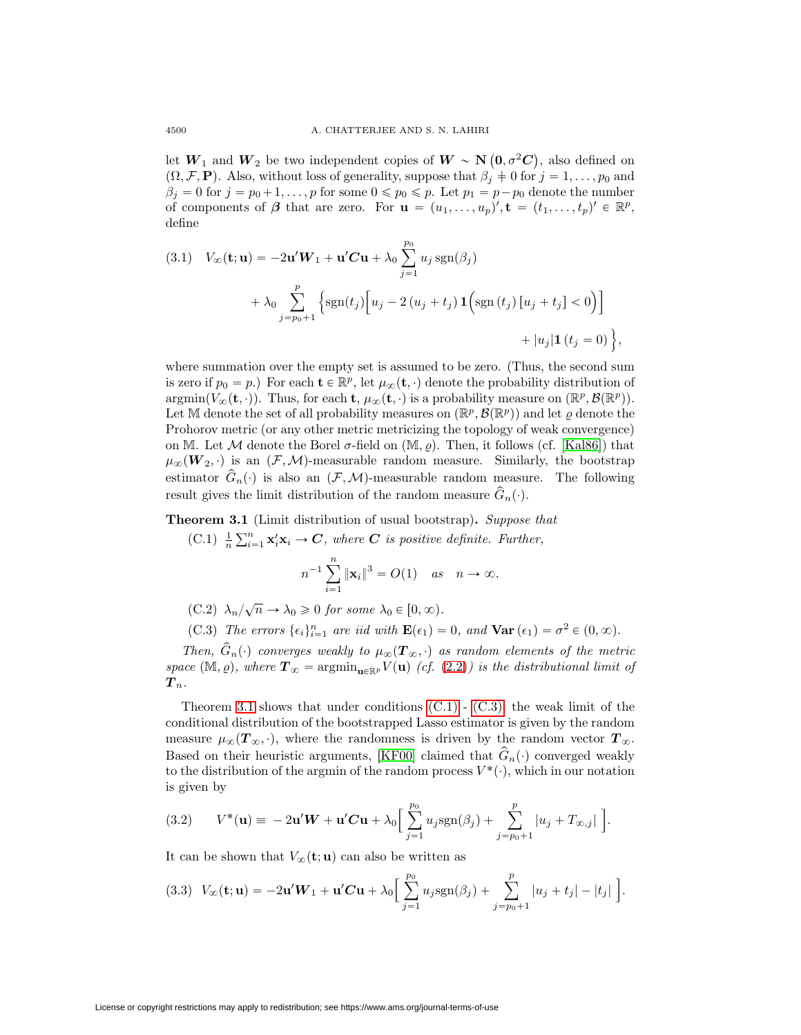let $\boldsymbol{W}_1$ and $\boldsymbol{W}_2$ be two independent copies of $\boldsymbol{W} \sim \mathbf{N}\left(\mathbf{0}, \sigma^2 \boldsymbol{C}\right)$, also defined on $(\Omega, \mathcal{F}, \mathbf{P})$. Also, without loss of generality, suppose that $\beta_j \neq 0$ for $j = 1, \ldots, p_0$ and $\beta_j = 0$ for $j = p_0+1, \ldots, p$ for some $0 \leqslant p_0 \leqslant p$. Let $p_1 = p - p_0$ denote the number of components of $\boldsymbol{\beta}$ that are zero. For $\mathbf{u} = (u_1, \ldots, u_p)', \mathbf{t} = (t_1, \ldots, t_p)' \in \mathbb{R}^p$, define

$$
\begin{aligned}
(3.1) \quad V_\infty(\mathbf{t}; \mathbf{u}) = & -2\mathbf{u}'\boldsymbol{W}_1 + \mathbf{u}'\boldsymbol{C}\mathbf{u} + \lambda_0 \sum_{j=1}^{p_0} u_j \operatorname{sgn}(\beta_j) \\
& + \lambda_0 \sum_{j=p_0+1}^{p} \Big\{ \operatorname{sgn}(t_j) \Big[ u_j - 2\,(u_j + t_j)\,\mathbf{1}\Big(\operatorname{sgn}(t_j)\,[u_j + t_j] < 0\Big)\Big] \\
& \qquad\qquad\qquad\qquad\qquad\qquad\qquad\qquad + |u_j| \mathbf{1}\,(t_j = 0) \Big\},
\end{aligned}
$$

where summation over the empty set is assumed to be zero. (Thus, the second sum is zero if $p_0 = p$.) For each $\mathbf{t} \in \mathbb{R}^p$, let $\mu_\infty(\mathbf{t}, \cdot)$ denote the probability distribution of $\operatorname{argmin}(V_\infty(\mathbf{t}, \cdot))$. Thus, for each $\mathbf{t}$, $\mu_\infty(\mathbf{t}, \cdot)$ is a probability measure on $(\mathbb{R}^p, \mathcal{B}(\mathbb{R}^p))$. Let $\mathbb{M}$ denote the set of all probability measures on $(\mathbb{R}^p, \mathcal{B}(\mathbb{R}^p))$ and let $\varrho$ denote the Prohorov metric (or any other metric metricizing the topology of weak convergence) on $\mathbb{M}$. Let $\mathcal{M}$ denote the Borel $\sigma$-field on $(\mathbb{M}, \varrho)$. Then, it follows (cf. [Kal86]) that $\mu_\infty(\boldsymbol{W}_2, \cdot)$ is an $(\mathcal{F}, \mathcal{M})$-measurable random measure. Similarly, the bootstrap estimator $\widehat{G}_n(\cdot)$ is also an $(\mathcal{F}, \mathcal{M})$-measurable random measure. The following result gives the limit distribution of the random measure $\widehat{G}_n(\cdot)$.

**Theorem 3.1** (Limit distribution of usual bootstrap)**.** *Suppose that*

(C.1) $\frac{1}{n}\sum_{i=1}^{n} \mathbf{x}_i'\mathbf{x}_i \to \boldsymbol{C}$, *where $\boldsymbol{C}$ is positive definite. Further,*

$$
n^{-1} \sum_{i=1}^{n} \|\mathbf{x}_i\|^3 = O(1) \quad as \quad n \to \infty.
$$

(C.2) $\lambda_n/\sqrt{n} \to \lambda_0 \geqslant 0$ *for some* $\lambda_0 \in [0, \infty)$.

(C.3) *The errors* $\{\epsilon_i\}_{i=1}^n$ *are iid with* $\mathbf{E}(\epsilon_1) = 0$, *and* $\mathbf{Var}\,(\epsilon_1) = \sigma^2 \in (0, \infty)$.

*Then, $\widehat{G}_n(\cdot)$ converges weakly to $\mu_\infty(\boldsymbol{T}_\infty, \cdot)$ as random elements of the metric space $(\mathbb{M}, \varrho)$, where $\boldsymbol{T}_\infty = \operatorname{argmin}_{\mathbf{u}\in\mathbb{R}^p} V(\mathbf{u})$ (cf. (2.2)) is the distributional limit of $\boldsymbol{T}_n$.*

Theorem 3.1 shows that under conditions (C.1) - (C.3), the weak limit of the conditional distribution of the bootstrapped Lasso estimator is given by the random measure $\mu_\infty(\boldsymbol{T}_\infty, \cdot)$, where the randomness is driven by the random vector $\boldsymbol{T}_\infty$. Based on their heuristic arguments, [KF00] claimed that $\widehat{G}_n(\cdot)$ converged weakly to the distribution of the argmin of the random process $V^*(\cdot)$, which in our notation is given by

$$
(3.2) \qquad V^*(\mathbf{u}) \equiv -2\mathbf{u}'\boldsymbol{W} + \mathbf{u}'\boldsymbol{C}\mathbf{u} + \lambda_0 \Big[ \sum_{j=1}^{p_0} u_j \operatorname{sgn}(\beta_j) + \sum_{j=p_0+1}^{p} |u_j + T_{\infty,j}| \Big].
$$

It can be shown that $V_\infty(\mathbf{t}; \mathbf{u})$ can also be written as

$$
(3.3) \quad V_\infty(\mathbf{t}; \mathbf{u}) = -2\mathbf{u}'\boldsymbol{W}_1 + \mathbf{u}'\boldsymbol{C}\mathbf{u} + \lambda_0 \Big[ \sum_{j=1}^{p_0} u_j \operatorname{sgn}(\beta_j) + \sum_{j=p_0+1}^{p} |u_j + t_j| - |t_j| \Big].
$$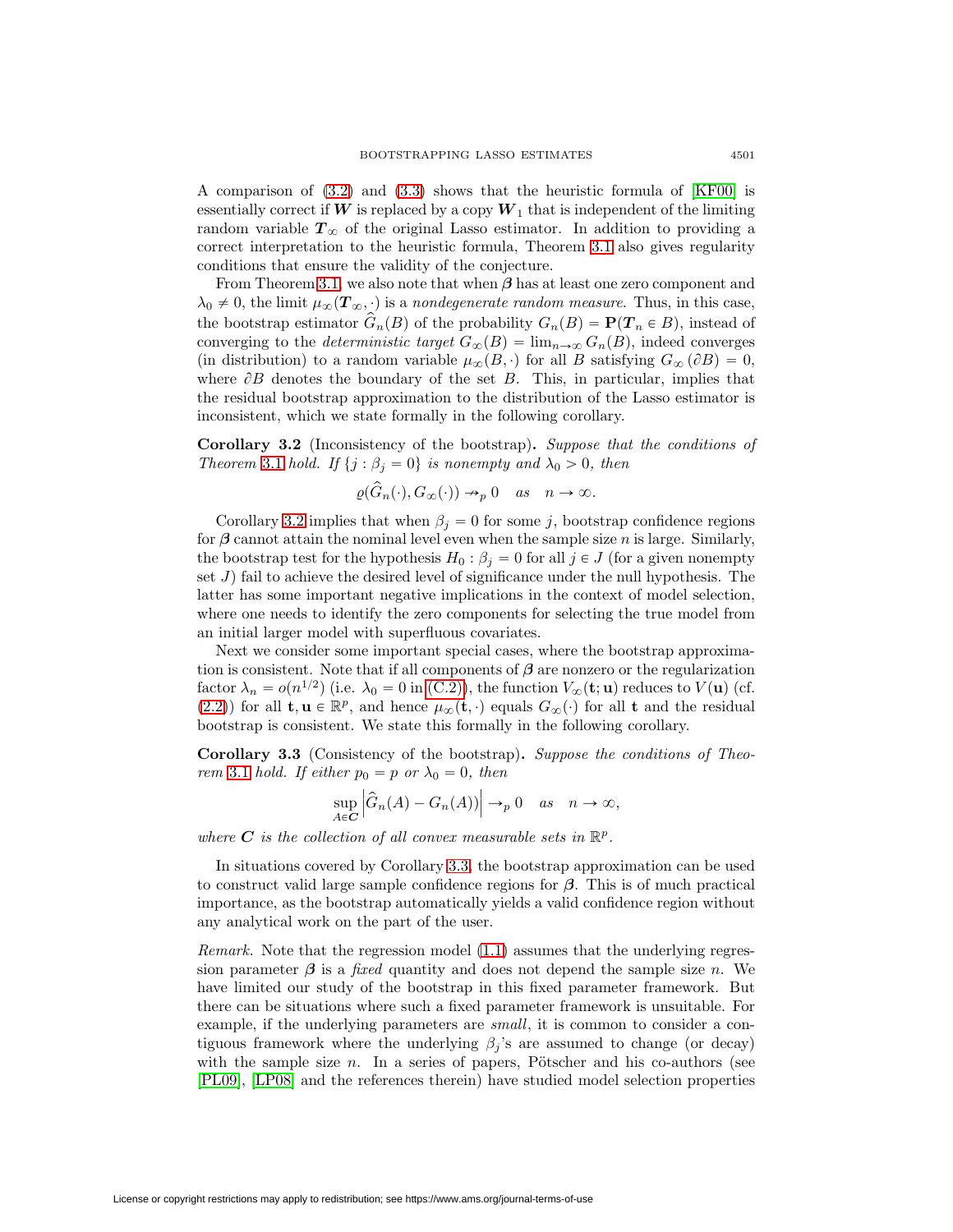A comparison of (3.2) and (3.3) shows that the heuristic formula of [KF00] is essentially correct if $\boldsymbol{W}$ is replaced by a copy $\boldsymbol{W}_1$ that is independent of the limiting random variable $\boldsymbol{T}_\infty$ of the original Lasso estimator. In addition to providing a correct interpretation to the heuristic formula, Theorem 3.1 also gives regularity conditions that ensure the validity of the conjecture.

From Theorem 3.1, we also note that when $\boldsymbol{\beta}$ has at least one zero component and $\lambda_0 \neq 0$, the limit $\mu_\infty(\boldsymbol{T}_\infty, \cdot)$ is a *nondegenerate random measure*. Thus, in this case, the bootstrap estimator $\widehat{G}_n(B)$ of the probability $G_n(B) = \mathbf{P}(\boldsymbol{T}_n \in B)$, instead of converging to the *deterministic target* $G_\infty(B) = \lim_{n\to\infty} G_n(B)$, indeed converges (in distribution) to a random variable $\mu_\infty(B, \cdot)$ for all $B$ satisfying $G_\infty(\partial B) = 0$, where $\partial B$ denotes the boundary of the set $B$. This, in particular, implies that the residual bootstrap approximation to the distribution of the Lasso estimator is inconsistent, which we state formally in the following corollary.

**Corollary 3.2** (Inconsistency of the bootstrap)**.** *Suppose that the conditions of Theorem 3.1 hold. If $\{j : \beta_j = 0\}$ is nonempty and $\lambda_0 > 0$, then*

$$\varrho(\widehat{G}_n(\cdot), G_\infty(\cdot)) \nrightarrow_p 0 \quad as \quad n \to \infty.$$

Corollary 3.2 implies that when $\beta_j = 0$ for some $j$, bootstrap confidence regions for $\boldsymbol{\beta}$ cannot attain the nominal level even when the sample size $n$ is large. Similarly, the bootstrap test for the hypothesis $H_0 : \beta_j = 0$ for all $j \in J$ (for a given nonempty set $J$) fail to achieve the desired level of significance under the null hypothesis. The latter has some important negative implications in the context of model selection, where one needs to identify the zero components for selecting the true model from an initial larger model with superfluous covariates.

Next we consider some important special cases, where the bootstrap approximation is consistent. Note that if all components of $\boldsymbol{\beta}$ are nonzero or the regularization factor $\lambda_n = o(n^{1/2})$ (i.e. $\lambda_0 = 0$ in (C.2)), the function $V_\infty(\mathbf{t}; \mathbf{u})$ reduces to $V(\mathbf{u})$ (cf. (2.2)) for all $\mathbf{t}, \mathbf{u} \in \mathbb{R}^p$, and hence $\mu_\infty(\mathbf{t}, \cdot)$ equals $G_\infty(\cdot)$ for all $\mathbf{t}$ and the residual bootstrap is consistent. We state this formally in the following corollary.

**Corollary 3.3** (Consistency of the bootstrap)**.** *Suppose the conditions of Theorem 3.1 hold. If either $p_0 = p$ or $\lambda_0 = 0$, then*

$$\sup_{A \in \boldsymbol{C}} \left| \widehat{G}_n(A) - G_n(A) \right| \rightarrow_p 0 \quad as \quad n \to \infty,$$

*where $\boldsymbol{C}$ is the collection of all convex measurable sets in $\mathbb{R}^p$.*

In situations covered by Corollary 3.3, the bootstrap approximation can be used to construct valid large sample confidence regions for $\boldsymbol{\beta}$. This is of much practical importance, as the bootstrap automatically yields a valid confidence region without any analytical work on the part of the user.

*Remark.* Note that the regression model (1.1) assumes that the underlying regression parameter $\boldsymbol{\beta}$ is a *fixed* quantity and does not depend the sample size $n$. We have limited our study of the bootstrap in this fixed parameter framework. But there can be situations where such a fixed parameter framework is unsuitable. For example, if the underlying parameters are *small*, it is common to consider a contiguous framework where the underlying $\beta_j$'s are assumed to change (or decay) with the sample size $n$. In a series of papers, Pötscher and his co-authors (see [PL09], [LP08] and the references therein) have studied model selection properties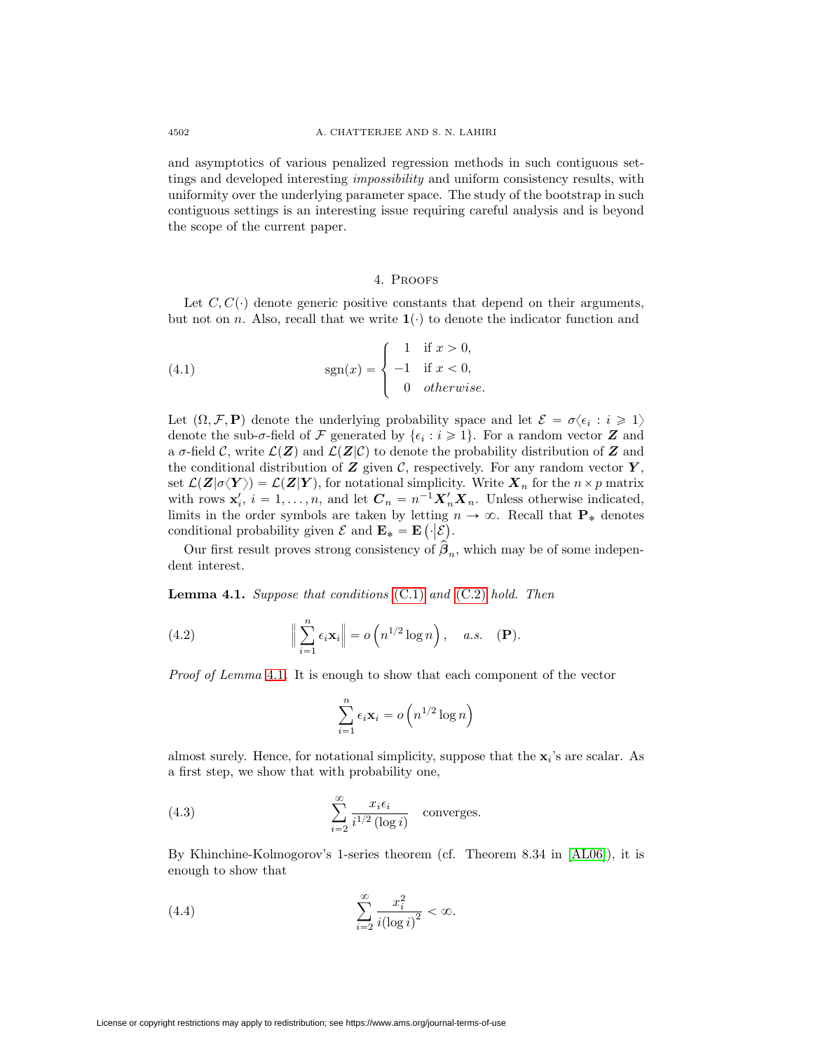and asymptotics of various penalized regression methods in such contiguous settings and developed interesting *impossibility* and uniform consistency results, with uniformity over the underlying parameter space. The study of the bootstrap in such contiguous settings is an interesting issue requiring careful analysis and is beyond the scope of the current paper.

## 4. Proofs

Let $C, C(\cdot)$ denote generic positive constants that depend on their arguments, but not on $n$. Also, recall that we write $\mathbf{1}(\cdot)$ to denote the indicator function and

$$\operatorname{sgn}(x) = \begin{cases} 1 & \text{if } x > 0, \\ -1 & \text{if } x < 0, \\ 0 & \textit{otherwise.} \end{cases} \tag{4.1}$$

Let $(\Omega, \mathcal{F}, \mathbf{P})$ denote the underlying probability space and let $\mathcal{E} = \sigma\langle \epsilon_i : i \geqslant 1 \rangle$ denote the sub-$\sigma$-field of $\mathcal{F}$ generated by $\{\epsilon_i : i \geqslant 1\}$. For a random vector $\boldsymbol{Z}$ and a $\sigma$-field $\mathcal{C}$, write $\mathcal{L}(\boldsymbol{Z})$ and $\mathcal{L}(\boldsymbol{Z}|\mathcal{C})$ to denote the probability distribution of $\boldsymbol{Z}$ and the conditional distribution of $\boldsymbol{Z}$ given $\mathcal{C}$, respectively. For any random vector $\boldsymbol{Y}$, set $\mathcal{L}(\boldsymbol{Z}|\sigma\langle \boldsymbol{Y} \rangle) = \mathcal{L}(\boldsymbol{Z}|\boldsymbol{Y})$, for notational simplicity. Write $\boldsymbol{X}_n$ for the $n \times p$ matrix with rows $\mathbf{x}_i'$, $i = 1, \ldots, n$, and let $\boldsymbol{C}_n = n^{-1}\boldsymbol{X}_n'\boldsymbol{X}_n$. Unless otherwise indicated, limits in the order symbols are taken by letting $n \to \infty$. Recall that $\mathbf{P}_*$ denotes conditional probability given $\mathcal{E}$ and $\mathbf{E}_* = \mathbf{E}\left(\cdot \middle| \mathcal{E}\right)$.

Our first result proves strong consistency of $\widehat{\boldsymbol{\beta}}_n$, which may be of some independent interest.

**Lemma 4.1.** *Suppose that conditions (C.1) and (C.2) hold. Then*

$$\left\| \sum_{i=1}^{n} \epsilon_i \mathbf{x}_i \right\| = o\left(n^{1/2} \log n\right), \quad a.s. \quad (\mathbf{P}). \tag{4.2}$$

*Proof of Lemma 4.1.* It is enough to show that each component of the vector

$$\sum_{i=1}^{n} \epsilon_i \mathbf{x}_i = o\left(n^{1/2} \log n\right)$$

almost surely. Hence, for notational simplicity, suppose that the $\mathbf{x}_i$'s are scalar. As a first step, we show that with probability one,

$$\sum_{i=2}^{\infty} \frac{x_i \epsilon_i}{i^{1/2} (\log i)} \quad \text{converges.} \tag{4.3}$$

By Khinchine-Kolmogorov's 1-series theorem (cf. Theorem 8.34 in [AL06]), it is enough to show that

$$\sum_{i=2}^{\infty} \frac{x_i^2}{i (\log i)^2} < \infty. \tag{4.4}$$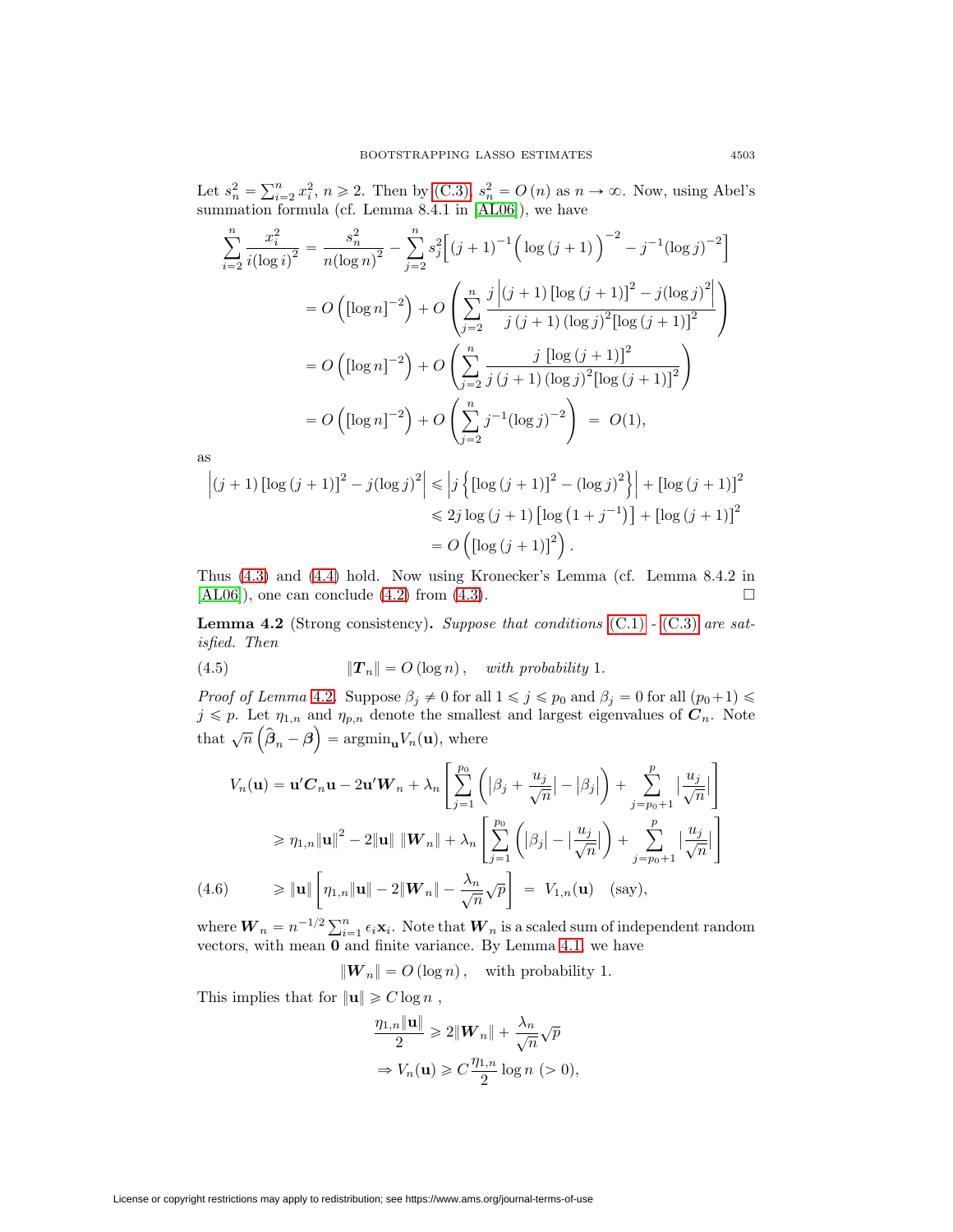Let $s_n^2 = \sum_{i=2}^n x_i^2$, $n \geqslant 2$. Then by (C.3), $s_n^2 = O(n)$ as $n \to \infty$. Now, using Abel's summation formula (cf. Lemma 8.4.1 in [AL06]), we have

$$
\begin{aligned}
\sum_{i=2}^{n} \frac{x_i^2}{i(\log i)^2} &= \frac{s_n^2}{n(\log n)^2} - \sum_{j=2}^{n} s_j^2 \Big[ (j+1)^{-1} \Big( \log (j+1) \Big)^{-2} - j^{-1} (\log j)^{-2} \Big] \\
&= O\left( [\log n]^{-2} \right) + O\left( \sum_{j=2}^{n} \frac{j \left| (j+1) \left[ \log (j+1) \right]^2 - j (\log j)^2 \right|}{j\,(j+1)\,(\log j)^2 [\log (j+1)]^2} \right) \\
&= O\left( [\log n]^{-2} \right) + O\left( \sum_{j=2}^{n} \frac{j \, [\log (j+1)]^2}{j\,(j+1)\,(\log j)^2 [\log (j+1)]^2} \right) \\
&= O\left( [\log n]^{-2} \right) + O\left( \sum_{j=2}^{n} j^{-1} (\log j)^{-2} \right) \;=\; O(1),
\end{aligned}
$$

as

$$
\begin{aligned}
\left| (j+1) \left[ \log (j+1) \right]^2 - j (\log j)^2 \right| &\leqslant \left| j \left\{ \left[ \log (j+1) \right]^2 - (\log j)^2 \right\} \right| + \left[ \log (j+1) \right]^2 \\
&\leqslant 2j \log (j+1) \left[ \log \left( 1 + j^{-1} \right) \right] + \left[ \log (j+1) \right]^2 \\
&= O\left( \left[ \log (j+1) \right]^2 \right).
\end{aligned}
$$

Thus (4.3) and (4.4) hold. Now using Kronecker's Lemma (cf. Lemma 8.4.2 in [AL06]), one can conclude (4.2) from (4.3). $\square$

**Lemma 4.2** (Strong consistency)**.** *Suppose that conditions (C.1) - (C.3) are satisfied. Then*

$$
\|\boldsymbol{T}_n\| = O(\log n), \quad \textit{with probability } 1. \tag{4.5}
$$

*Proof of Lemma 4.2.* Suppose $\beta_j \neq 0$ for all $1 \leqslant j \leqslant p_0$ and $\beta_j = 0$ for all $(p_0+1) \leqslant j \leqslant p$. Let $\eta_{1,n}$ and $\eta_{p,n}$ denote the smallest and largest eigenvalues of $\boldsymbol{C}_n$. Note that $\sqrt{n}\left(\widehat{\boldsymbol{\beta}}_n - \boldsymbol{\beta}\right) = \operatorname{argmin}_{\mathbf{u}} V_n(\mathbf{u})$, where

$$
\begin{aligned}
V_n(\mathbf{u}) &= \mathbf{u}'\boldsymbol{C}_n\mathbf{u} - 2\mathbf{u}'\boldsymbol{W}_n + \lambda_n \left[ \sum_{j=1}^{p_0} \left( \left| \beta_j + \frac{u_j}{\sqrt{n}} \right| - \left| \beta_j \right| \right) + \sum_{j=p_0+1}^{p} \left| \frac{u_j}{\sqrt{n}} \right| \right] \\
&\geqslant \eta_{1,n} \|\mathbf{u}\|^2 - 2\|\mathbf{u}\| \, \|\boldsymbol{W}_n\| + \lambda_n \left[ \sum_{j=1}^{p_0} \left( \left| \beta_j \right| - \left| \frac{u_j}{\sqrt{n}} \right| \right) + \sum_{j=p_0+1}^{p} \left| \frac{u_j}{\sqrt{n}} \right| \right] \\
&\geqslant \|\mathbf{u}\| \left[ \eta_{1,n} \|\mathbf{u}\| - 2\|\boldsymbol{W}_n\| - \frac{\lambda_n}{\sqrt{n}} \sqrt{p} \right] \;=\; V_{1,n}(\mathbf{u}) \quad \text{(say)},
\end{aligned} \tag{4.6}
$$

where $\boldsymbol{W}_n = n^{-1/2} \sum_{i=1}^n \epsilon_i \mathbf{x}_i$. Note that $\boldsymbol{W}_n$ is a scaled sum of independent random vectors, with mean $\mathbf{0}$ and finite variance. By Lemma 4.1, we have

$$
\|\boldsymbol{W}_n\| = O(\log n), \quad \text{with probability } 1.
$$

This implies that for $\|\mathbf{u}\| \geqslant C \log n$ ,

$$
\begin{aligned}
&\frac{\eta_{1,n}\|\mathbf{u}\|}{2} \geqslant 2\|\boldsymbol{W}_n\| + \frac{\lambda_n}{\sqrt{n}}\sqrt{p} \\
&\Rightarrow V_n(\mathbf{u}) \geqslant C \frac{\eta_{1,n}}{2} \log n \; (>0),
\end{aligned}
$$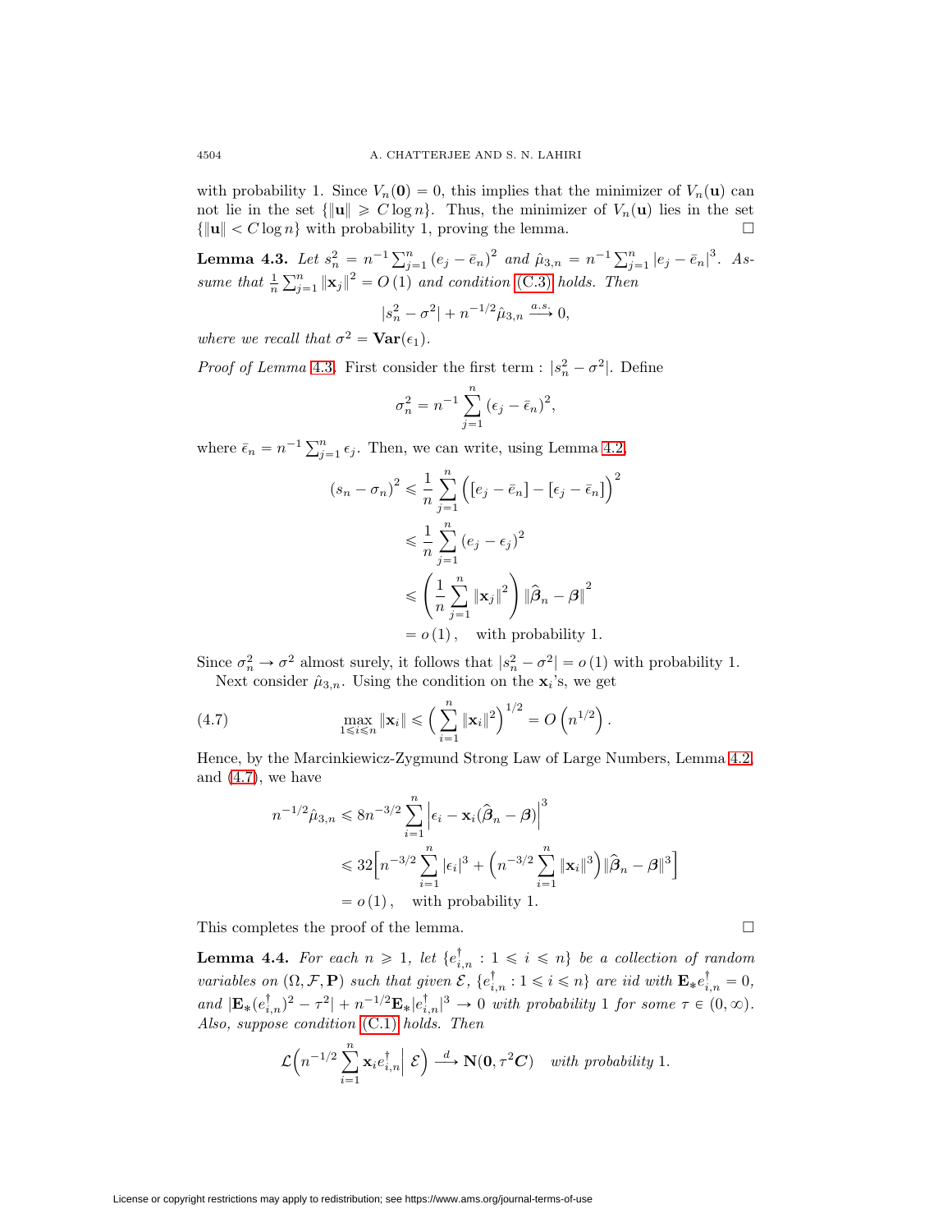with probability 1. Since $V_n(\mathbf{0}) = 0$, this implies that the minimizer of $V_n(\mathbf{u})$ can not lie in the set $\{\|\mathbf{u}\| \geqslant C \log n\}$. Thus, the minimizer of $V_n(\mathbf{u})$ lies in the set $\{\|\mathbf{u}\| < C \log n\}$ with probability 1, proving the lemma. $\square$

**Lemma 4.3.** *Let* $s_n^2 = n^{-1}\sum_{j=1}^n (e_j - \bar{e}_n)^2$ *and* $\hat{\mu}_{3,n} = n^{-1}\sum_{j=1}^n |e_j - \bar{e}_n|^3$. *Assume that* $\frac{1}{n}\sum_{j=1}^n \|\mathbf{x}_j\|^2 = O(1)$ *and condition* (C.3) *holds. Then*

$$|s_n^2 - \sigma^2| + n^{-1/2}\hat{\mu}_{3,n} \xrightarrow{a.s.} 0,$$

*where we recall that* $\sigma^2 = \mathbf{Var}(\epsilon_1)$.

*Proof of Lemma* 4.3. First consider the first term : $|s_n^2 - \sigma^2|$. Define

$$\sigma_n^2 = n^{-1}\sum_{j=1}^n (\epsilon_j - \bar{\epsilon}_n)^2,$$

where $\bar{\epsilon}_n = n^{-1}\sum_{j=1}^n \epsilon_j$. Then, we can write, using Lemma 4.2,

$$\begin{aligned}
(s_n - \sigma_n)^2 &\leqslant \frac{1}{n}\sum_{j=1}^n \Big([e_j - \bar{e}_n] - [\epsilon_j - \bar{\epsilon}_n]\Big)^2 \\
&\leqslant \frac{1}{n}\sum_{j=1}^n (e_j - \epsilon_j)^2 \\
&\leqslant \left(\frac{1}{n}\sum_{j=1}^n \|\mathbf{x}_j\|^2\right) \|\hat{\boldsymbol{\beta}}_n - \boldsymbol{\beta}\|^2 \\
&= o(1), \quad \text{with probability 1.}
\end{aligned}$$

Since $\sigma_n^2 \to \sigma^2$ almost surely, it follows that $|s_n^2 - \sigma^2| = o(1)$ with probability 1.

Next consider $\hat{\mu}_{3,n}$. Using the condition on the $\mathbf{x}_i$'s, we get

$$\max_{1\leqslant i\leqslant n} \|\mathbf{x}_i\| \leqslant \Big(\sum_{i=1}^n \|\mathbf{x}_i\|^2\Big)^{1/2} = O\left(n^{1/2}\right). \tag{4.7}$$

Hence, by the Marcinkiewicz-Zygmund Strong Law of Large Numbers, Lemma 4.2, and (4.7), we have

$$\begin{aligned}
n^{-1/2}\hat{\mu}_{3,n} &\leqslant 8n^{-3/2}\sum_{i=1}^n \left|\epsilon_i - \mathbf{x}_i(\hat{\boldsymbol{\beta}}_n - \boldsymbol{\beta})\right|^3 \\
&\leqslant 32\Big[n^{-3/2}\sum_{i=1}^n |\epsilon_i|^3 + \Big(n^{-3/2}\sum_{i=1}^n \|\mathbf{x}_i\|^3\Big)\|\hat{\boldsymbol{\beta}}_n - \boldsymbol{\beta}\|^3\Big] \\
&= o(1), \quad \text{with probability 1.}
\end{aligned}$$

This completes the proof of the lemma. $\square$

**Lemma 4.4.** *For each* $n \geqslant 1$, *let* $\{e_{i,n}^\dagger : 1 \leqslant i \leqslant n\}$ *be a collection of random variables on* $(\Omega, \mathcal{F}, \mathbf{P})$ *such that given* $\mathcal{E}$, $\{e_{i,n}^\dagger : 1 \leqslant i \leqslant n\}$ *are iid with* $\mathbf{E}_* e_{i,n}^\dagger = 0$, *and* $|\mathbf{E}_*(e_{i,n}^\dagger)^2 - \tau^2| + n^{-1/2}\mathbf{E}_*|e_{i,n}^\dagger|^3 \to 0$ *with probability 1 for some* $\tau \in (0, \infty)$. *Also, suppose condition* (C.1) *holds. Then*

$$\mathcal{L}\Big(n^{-1/2}\sum_{i=1}^n \mathbf{x}_i e_{i,n}^\dagger \Big| \, \mathcal{E}\Big) \xrightarrow{d} \mathbf{N}(\mathbf{0}, \tau^2 \boldsymbol{C}) \quad \textit{with probability } 1.$$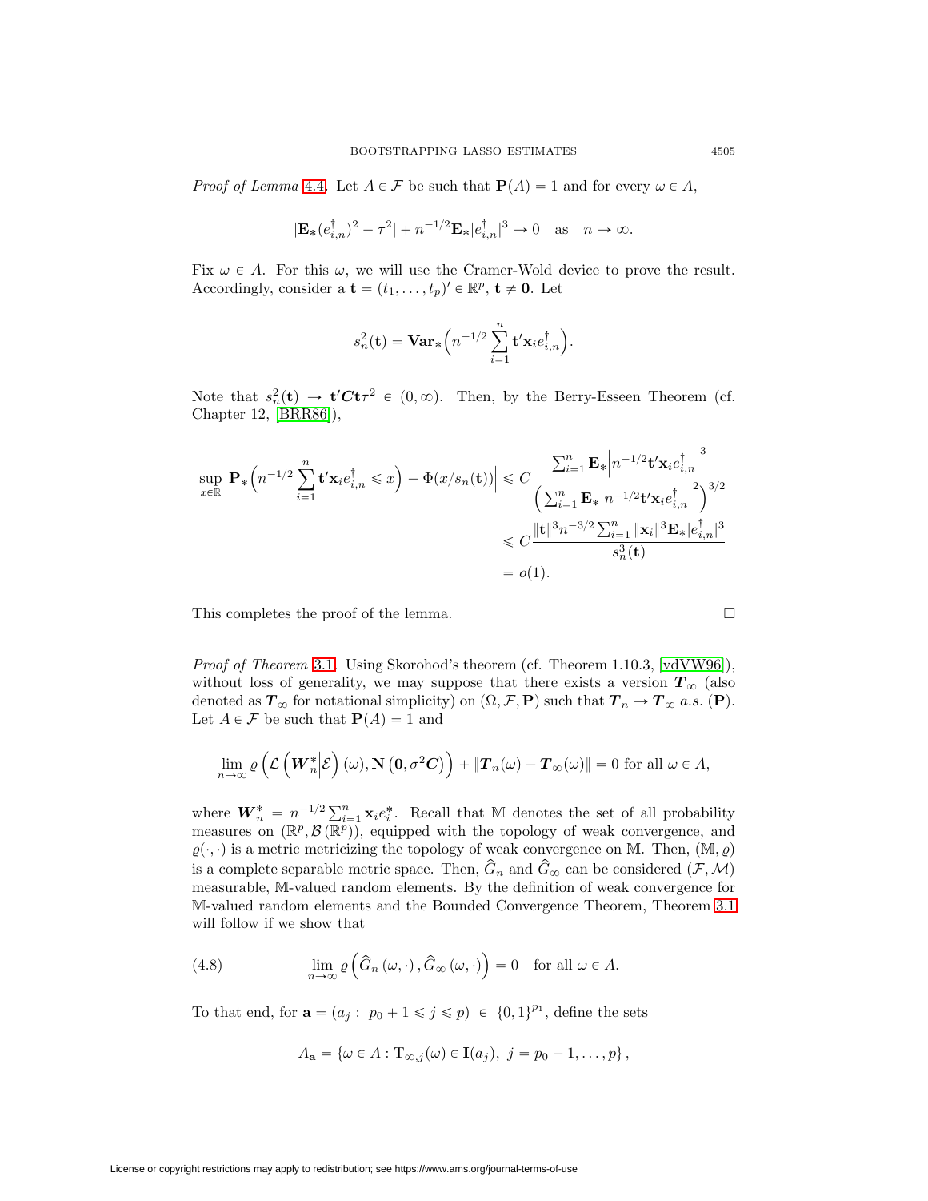*Proof of Lemma* 4.4. Let $A \in \mathcal{F}$ be such that $\mathbf{P}(A) = 1$ and for every $\omega \in A$,

$$|\mathbf{E}_*(e^\dagger_{i,n})^2 - \tau^2| + n^{-1/2}\mathbf{E}_*|e^\dagger_{i,n}|^3 \to 0 \quad \text{as} \quad n \to \infty.$$

Fix $\omega \in A$. For this $\omega$, we will use the Cramer-Wold device to prove the result. Accordingly, consider a $\mathbf{t} = (t_1, \ldots, t_p)' \in \mathbb{R}^p$, $\mathbf{t} \neq \mathbf{0}$. Let

$$s_n^2(\mathbf{t}) = \mathbf{Var}_*\Big(n^{-1/2}\sum_{i=1}^n \mathbf{t}'\mathbf{x}_i e^\dagger_{i,n}\Big).$$

Note that $s_n^2(\mathbf{t}) \to \mathbf{t}'\boldsymbol{C}\mathbf{t}\tau^2 \in (0,\infty)$. Then, by the Berry-Esseen Theorem (cf. Chapter 12, [BRR86]),

$$\begin{aligned}
\sup_{x\in\mathbb{R}}\Big|\mathbf{P}_*\Big(n^{-1/2}\sum_{i=1}^n \mathbf{t}'\mathbf{x}_i e^\dagger_{i,n} \leqslant x\Big) - \Phi(x/s_n(\mathbf{t}))\Big| &\leqslant C\frac{\sum_{i=1}^n \mathbf{E}_*\Big|n^{-1/2}\mathbf{t}'\mathbf{x}_i e^\dagger_{i,n}\Big|^3}{\Big(\sum_{i=1}^n \mathbf{E}_*\Big|n^{-1/2}\mathbf{t}'\mathbf{x}_i e^\dagger_{i,n}\Big|^2\Big)^{3/2}} \\
&\leqslant C\frac{\|\mathbf{t}\|^3 n^{-3/2}\sum_{i=1}^n \|\mathbf{x}_i\|^3 \mathbf{E}_*|e^\dagger_{i,n}|^3}{s_n^3(\mathbf{t})} \\
&= o(1).
\end{aligned}$$

This completes the proof of the lemma. □

*Proof of Theorem* 3.1. Using Skorohod's theorem (cf. Theorem 1.10.3, [vdVW96]), without loss of generality, we may suppose that there exists a version $\boldsymbol{T}_\infty$ (also denoted as $\boldsymbol{T}_\infty$ for notational simplicity) on $(\Omega, \mathcal{F}, \mathbf{P})$ such that $\boldsymbol{T}_n \to \boldsymbol{T}_\infty$ *a.s.* $(\mathbf{P})$. Let $A \in \mathcal{F}$ be such that $\mathbf{P}(A) = 1$ and

$$\lim_{n\to\infty} \varrho\left(\mathcal{L}\left(\boldsymbol{W}_n^*\Big|\mathcal{E}\right)(\omega), \mathbf{N}\left(\mathbf{0}, \sigma^2\boldsymbol{C}\right)\right) + \|\boldsymbol{T}_n(\omega) - \boldsymbol{T}_\infty(\omega)\| = 0 \text{ for all } \omega \in A,$$

where $\boldsymbol{W}_n^* = n^{-1/2}\sum_{i=1}^n \mathbf{x}_i e_i^*$. Recall that $\mathbb{M}$ denotes the set of all probability measures on $(\mathbb{R}^p, \mathcal{B}(\mathbb{R}^p))$, equipped with the topology of weak convergence, and $\varrho(\cdot,\cdot)$ is a metric metricizing the topology of weak convergence on $\mathbb{M}$. Then, $(\mathbb{M}, \varrho)$ is a complete separable metric space. Then, $\widehat{G}_n$ and $\widehat{G}_\infty$ can be considered $(\mathcal{F}, \mathcal{M})$ measurable, $\mathbb{M}$-valued random elements. By the definition of weak convergence for $\mathbb{M}$-valued random elements and the Bounded Convergence Theorem, Theorem 3.1 will follow if we show that

$$\lim_{n\to\infty} \varrho\left(\widehat{G}_n(\omega, \cdot), \widehat{G}_\infty(\omega, \cdot)\right) = 0 \quad \text{for all } \omega \in A. \tag{4.8}$$

To that end, for $\mathbf{a} = (a_j : p_0 + 1 \leqslant j \leqslant p) \in \{0,1\}^{p_1}$, define the sets

$$A_{\mathbf{a}} = \{\omega \in A : \mathrm{T}_{\infty,j}(\omega) \in \mathbf{I}(a_j),\ j = p_0 + 1, \ldots, p\},$$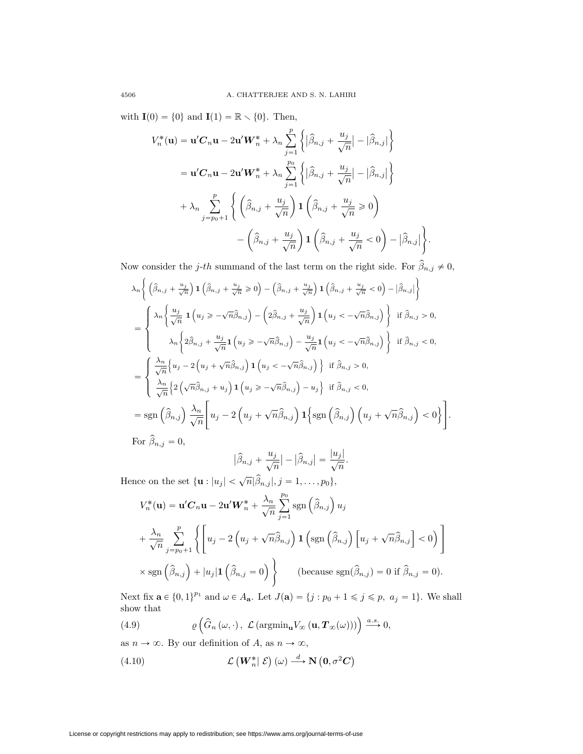with $\mathbf{I}(0) = \{0\}$ and $\mathbf{I}(1) = \mathbb{R} \setminus \{0\}$. Then,

$$
\begin{aligned}
V_n^*(\mathbf{u}) &= \mathbf{u}'\boldsymbol{C}_n\mathbf{u} - 2\mathbf{u}'\boldsymbol{W}_n^* + \lambda_n \sum_{j=1}^{p} \left\{ \left|\widehat{\beta}_{n,j} + \frac{u_j}{\sqrt{n}}\right| - \left|\widehat{\beta}_{n,j}\right| \right\} \\
&= \mathbf{u}'\boldsymbol{C}_n\mathbf{u} - 2\mathbf{u}'\boldsymbol{W}_n^* + \lambda_n \sum_{j=1}^{p_0} \left\{ \left|\widehat{\beta}_{n,j} + \frac{u_j}{\sqrt{n}}\right| - \left|\widehat{\beta}_{n,j}\right| \right\} \\
&\quad + \lambda_n \sum_{j=p_0+1}^{p} \Bigg\{ \left(\widehat{\beta}_{n,j} + \frac{u_j}{\sqrt{n}}\right) \mathbf{1}\left(\widehat{\beta}_{n,j} + \frac{u_j}{\sqrt{n}} \geqslant 0\right) \\
&\qquad - \left(\widehat{\beta}_{n,j} + \frac{u_j}{\sqrt{n}}\right) \mathbf{1}\left(\widehat{\beta}_{n,j} + \frac{u_j}{\sqrt{n}} < 0\right) - \left|\widehat{\beta}_{n,j}\right| \Bigg\}.
\end{aligned}
$$

Now consider the $j$-$th$ summand of the last term on the right side. For $\widehat{\beta}_{n,j} \neq 0$,

$$
\begin{aligned}
&\lambda_n \left\{ \left(\widehat{\beta}_{n,j} + \tfrac{u_j}{\sqrt{n}}\right) \mathbf{1}\left(\widehat{\beta}_{n,j} + \tfrac{u_j}{\sqrt{n}} \geqslant 0\right) - \left(\widehat{\beta}_{n,j} + \tfrac{u_j}{\sqrt{n}}\right) \mathbf{1}\left(\widehat{\beta}_{n,j} + \tfrac{u_j}{\sqrt{n}} < 0\right) - \left|\widehat{\beta}_{n,j}\right| \right\} \\
&= \begin{cases} \lambda_n \left\{ \dfrac{u_j}{\sqrt{n}}\, \mathbf{1}\left(u_j \geqslant -\sqrt{n}\widehat{\beta}_{n,j}\right) - \left(2\widehat{\beta}_{n,j} + \dfrac{u_j}{\sqrt{n}}\right) \mathbf{1}\left(u_j < -\sqrt{n}\widehat{\beta}_{n,j}\right) \right\} & \text{if } \widehat{\beta}_{n,j} > 0, \\[2ex] \lambda_n \left\{ 2\widehat{\beta}_{n,j} + \dfrac{u_j}{\sqrt{n}} \mathbf{1}\left(u_j \geqslant -\sqrt{n}\widehat{\beta}_{n,j}\right) - \dfrac{u_j}{\sqrt{n}} \mathbf{1}\left(u_j < -\sqrt{n}\widehat{\beta}_{n,j}\right) \right\} & \text{if } \widehat{\beta}_{n,j} < 0, \end{cases} \\
&= \begin{cases} \dfrac{\lambda_n}{\sqrt{n}} \left\{ u_j - 2\left(u_j + \sqrt{n}\widehat{\beta}_{n,j}\right) \mathbf{1}\left(u_j < -\sqrt{n}\widehat{\beta}_{n,j}\right) \right\} & \text{if } \widehat{\beta}_{n,j} > 0, \\[2ex] \dfrac{\lambda_n}{\sqrt{n}} \left\{ 2\left(\sqrt{n}\widehat{\beta}_{n,j} + u_j\right) \mathbf{1}\left(u_j \geqslant -\sqrt{n}\widehat{\beta}_{n,j}\right) - u_j \right\} & \text{if } \widehat{\beta}_{n,j} < 0, \end{cases} \\
&= \operatorname{sgn}\left(\widehat{\beta}_{n,j}\right) \frac{\lambda_n}{\sqrt{n}} \left[ u_j - 2\left(u_j + \sqrt{n}\widehat{\beta}_{n,j}\right) \mathbf{1}\left\{ \operatorname{sgn}\left(\widehat{\beta}_{n,j}\right) \left(u_j + \sqrt{n}\widehat{\beta}_{n,j}\right) < 0 \right\} \right].
\end{aligned}
$$

For $\widehat{\beta}_{n,j} = 0$,

$$
\left|\widehat{\beta}_{n,j} + \frac{u_j}{\sqrt{n}}\right| - \left|\widehat{\beta}_{n,j}\right| = \frac{|u_j|}{\sqrt{n}}.
$$

Hence on the set $\{\mathbf{u} : |u_j| < \sqrt{n}|\widehat{\beta}_{n,j}|, j = 1, \ldots, p_0\}$,

$$
\begin{aligned}
V_n^*(\mathbf{u}) &= \mathbf{u}'\boldsymbol{C}_n\mathbf{u} - 2\mathbf{u}'\boldsymbol{W}_n^* + \frac{\lambda_n}{\sqrt{n}} \sum_{j=1}^{p_0} \operatorname{sgn}\left(\widehat{\beta}_{n,j}\right) u_j \\
&\quad + \frac{\lambda_n}{\sqrt{n}} \sum_{j=p_0+1}^{p} \Bigg\{ \left[ u_j - 2\left(u_j + \sqrt{n}\widehat{\beta}_{n,j}\right) \mathbf{1}\left( \operatorname{sgn}\left(\widehat{\beta}_{n,j}\right) \left[u_j + \sqrt{n}\widehat{\beta}_{n,j}\right] < 0 \right) \right] \\
&\quad \times \operatorname{sgn}\left(\widehat{\beta}_{n,j}\right) + |u_j| \mathbf{1}\left(\widehat{\beta}_{n,j} = 0\right) \Bigg\} \qquad (\text{because } \operatorname{sgn}(\widehat{\beta}_{n,j}) = 0 \text{ if } \widehat{\beta}_{n,j} = 0).
\end{aligned}
$$

Next fix $\mathbf{a} \in \{0,1\}^{p_1}$ and $\omega \in A_{\mathbf{a}}$. Let $J(\mathbf{a}) = \{j : p_0 + 1 \leqslant j \leqslant p,\ a_j = 1\}$. We shall show that

$$
\varrho\left(\widehat{G}_n(\omega, \cdot),\ \mathcal{L}\left(\operatorname{argmin}_{\mathbf{u}} V_\infty\left(\mathbf{u}, \boldsymbol{T}_\infty(\omega)\right)\right)\right) \xrightarrow{a.s.} 0, \tag{4.9}
$$

as $n \to \infty$. By our definition of $A$, as $n \to \infty$,

$$
\mathcal{L}\left(\boldsymbol{W}_n^* \mid \mathcal{E}\right)(\omega) \xrightarrow{d} \mathbf{N}\left(\mathbf{0}, \sigma^2 \boldsymbol{C}\right) \tag{4.10}
$$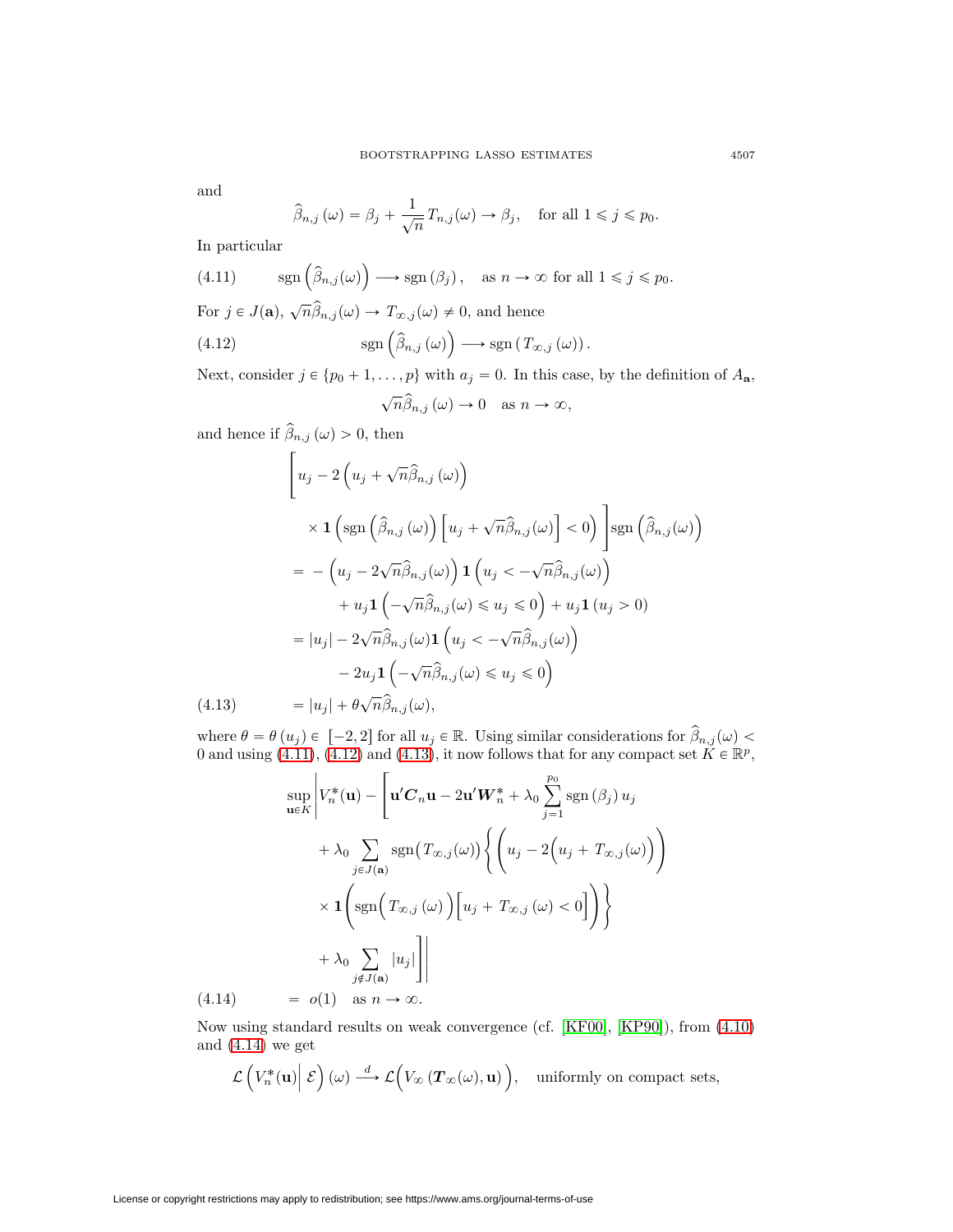and

$$\widehat{\beta}_{n,j}(\omega) = \beta_j + \frac{1}{\sqrt{n}} T_{n,j}(\omega) \to \beta_j, \quad \text{for all } 1 \leqslant j \leqslant p_0.$$

In particular

$$\operatorname{sgn}\left(\widehat{\beta}_{n,j}(\omega)\right) \longrightarrow \operatorname{sgn}(\beta_j), \quad \text{as } n \to \infty \text{ for all } 1 \leqslant j \leqslant p_0. \tag{4.11}$$

For $j \in J(\mathbf{a})$, $\sqrt{n}\widehat{\beta}_{n,j}(\omega) \to T_{\infty,j}(\omega) \neq 0$, and hence

$$\operatorname{sgn}\left(\widehat{\beta}_{n,j}(\omega)\right) \longrightarrow \operatorname{sgn}\left(T_{\infty,j}(\omega)\right). \tag{4.12}$$

Next, consider $j \in \{p_0+1, \ldots, p\}$ with $a_j = 0$. In this case, by the definition of $A_{\mathbf{a}}$,

$$\sqrt{n}\widehat{\beta}_{n,j}(\omega) \to 0 \quad \text{as } n \to \infty,$$

and hence if $\widehat{\beta}_{n,j}(\omega) > 0$, then

$$\begin{aligned}
&\Bigg[u_j - 2\left(u_j + \sqrt{n}\widehat{\beta}_{n,j}(\omega)\right) \\
&\qquad \times \mathbf{1}\left(\operatorname{sgn}\left(\widehat{\beta}_{n,j}(\omega)\right)\left[u_j + \sqrt{n}\widehat{\beta}_{n,j}(\omega)\right] < 0\right)\Bigg]\operatorname{sgn}\left(\widehat{\beta}_{n,j}(\omega)\right) \\
&= -\left(u_j - 2\sqrt{n}\widehat{\beta}_{n,j}(\omega)\right)\mathbf{1}\left(u_j < -\sqrt{n}\widehat{\beta}_{n,j}(\omega)\right) \\
&\qquad + u_j\mathbf{1}\left(-\sqrt{n}\widehat{\beta}_{n,j}(\omega) \leqslant u_j \leqslant 0\right) + u_j\mathbf{1}(u_j > 0) \\
&= |u_j| - 2\sqrt{n}\widehat{\beta}_{n,j}(\omega)\mathbf{1}\left(u_j < -\sqrt{n}\widehat{\beta}_{n,j}(\omega)\right) \\
&\qquad - 2u_j\mathbf{1}\left(-\sqrt{n}\widehat{\beta}_{n,j}(\omega) \leqslant u_j \leqslant 0\right)
\end{aligned}$$

$$= |u_j| + \theta\sqrt{n}\widehat{\beta}_{n,j}(\omega), \tag{4.13}$$

where $\theta = \theta(u_j) \in [-2, 2]$ for all $u_j \in \mathbb{R}$. Using similar considerations for $\widehat{\beta}_{n,j}(\omega) < 0$ and using (4.11), (4.12) and (4.13), it now follows that for any compact set $K \in \mathbb{R}^p$,

$$\begin{aligned}
\sup_{\mathbf{u}\in K}\Bigg|V_n^*(\mathbf{u}) - \Bigg[&\mathbf{u}'\boldsymbol{C}_n\mathbf{u} - 2\mathbf{u}'\boldsymbol{W}_n^* + \lambda_0\sum_{j=1}^{p_0}\operatorname{sgn}(\beta_j)\,u_j \\
&+ \lambda_0\sum_{j\in J(\mathbf{a})}\operatorname{sgn}\big(T_{\infty,j}(\omega)\big)\Bigg\{\bigg(u_j - 2\Big(u_j + T_{\infty,j}(\omega)\Big)\bigg) \\
&\times \mathbf{1}\bigg(\operatorname{sgn}\Big(T_{\infty,j}(\omega)\Big)\Big[u_j + T_{\infty,j}(\omega) < 0\Big]\bigg)\Bigg\} \\
&+ \lambda_0\sum_{j\notin J(\mathbf{a})}|u_j|\Bigg]\Bigg|
\end{aligned}$$

$$= o(1) \quad \text{as } n \to \infty. \tag{4.14}$$

Now using standard results on weak convergence (cf. [KF00], [KP90]), from (4.10) and (4.14) we get

$$\mathcal{L}\left(V_n^*(\mathbf{u})\,\middle|\,\mathcal{E}\right)(\omega) \xrightarrow{d} \mathcal{L}\Big(V_\infty\left(\boldsymbol{T}_\infty(\omega), \mathbf{u}\right)\Big), \quad \text{uniformly on compact sets,}$$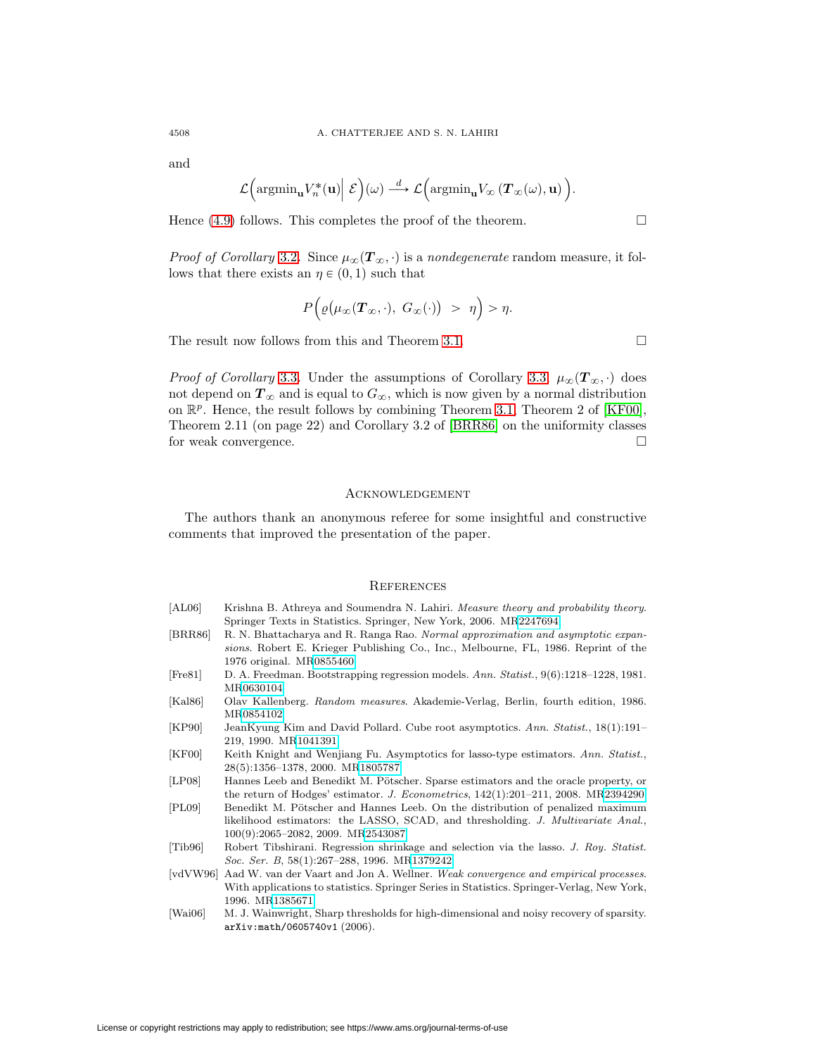and

$$\mathcal{L}\Big(\mathrm{argmin}_{\mathbf{u}} V_n^*(\mathbf{u})\Big|\ \mathcal{E}\Big)(\omega) \xrightarrow{d} \mathcal{L}\Big(\mathrm{argmin}_{\mathbf{u}} V_\infty\left(\boldsymbol{T}_\infty(\omega), \mathbf{u}\right)\Big).$$

Hence (4.9) follows. This completes the proof of the theorem. □

*Proof of Corollary* 3.2. Since $\mu_\infty(\boldsymbol{T}_\infty, \cdot)$ is a *nondegenerate* random measure, it follows that there exists an $\eta \in (0,1)$ such that

$$P\Big(\varrho\big(\mu_\infty(\boldsymbol{T}_\infty, \cdot),\ G_\infty(\cdot)\big)\ >\ \eta\Big) > \eta.$$

The result now follows from this and Theorem 3.1. □

*Proof of Corollary* 3.3. Under the assumptions of Corollary 3.3, $\mu_\infty(\boldsymbol{T}_\infty, \cdot)$ does not depend on $\boldsymbol{T}_\infty$ and is equal to $G_\infty$, which is now given by a normal distribution on $\mathbb{R}^p$. Hence, the result follows by combining Theorem 3.1, Theorem 2 of [KF00], Theorem 2.11 (on page 22) and Corollary 3.2 of [BRR86] on the uniformity classes for weak convergence. □

## Acknowledgement

The authors thank an anonymous referee for some insightful and constructive comments that improved the presentation of the paper.

## References

[AL06] Krishna B. Athreya and Soumendra N. Lahiri. *Measure theory and probability theory*. Springer Texts in Statistics. Springer, New York, 2006. MR2247694

[BRR86] R. N. Bhattacharya and R. Ranga Rao. *Normal approximation and asymptotic expansions*. Robert E. Krieger Publishing Co., Inc., Melbourne, FL, 1986. Reprint of the 1976 original. MR0855460

[Fre81] D. A. Freedman. Bootstrapping regression models. *Ann. Statist.*, 9(6):1218–1228, 1981. MR0630104

[Kal86] Olav Kallenberg. *Random measures*. Akademie-Verlag, Berlin, fourth edition, 1986. MR0854102

[KP90] JeanKyung Kim and David Pollard. Cube root asymptotics. *Ann. Statist.*, 18(1):191–219, 1990. MR1041391

[KF00] Keith Knight and Wenjiang Fu. Asymptotics for lasso-type estimators. *Ann. Statist.*, 28(5):1356–1378, 2000. MR1805787

[LP08] Hannes Leeb and Benedikt M. Pötscher. Sparse estimators and the oracle property, or the return of Hodges' estimator. *J. Econometrics*, 142(1):201–211, 2008. MR2394290

[PL09] Benedikt M. Pötscher and Hannes Leeb. On the distribution of penalized maximum likelihood estimators: the LASSO, SCAD, and thresholding. *J. Multivariate Anal.*, 100(9):2065–2082, 2009. MR2543087

[Tib96] Robert Tibshirani. Regression shrinkage and selection via the lasso. *J. Roy. Statist. Soc. Ser. B*, 58(1):267–288, 1996. MR1379242

[vdVW96] Aad W. van der Vaart and Jon A. Wellner. *Weak convergence and empirical processes*. With applications to statistics. Springer Series in Statistics. Springer-Verlag, New York, 1996. MR1385671

[Wai06] M. J. Wainwright, Sharp thresholds for high-dimensional and noisy recovery of sparsity. `arXiv:math/0605740v1` (2006).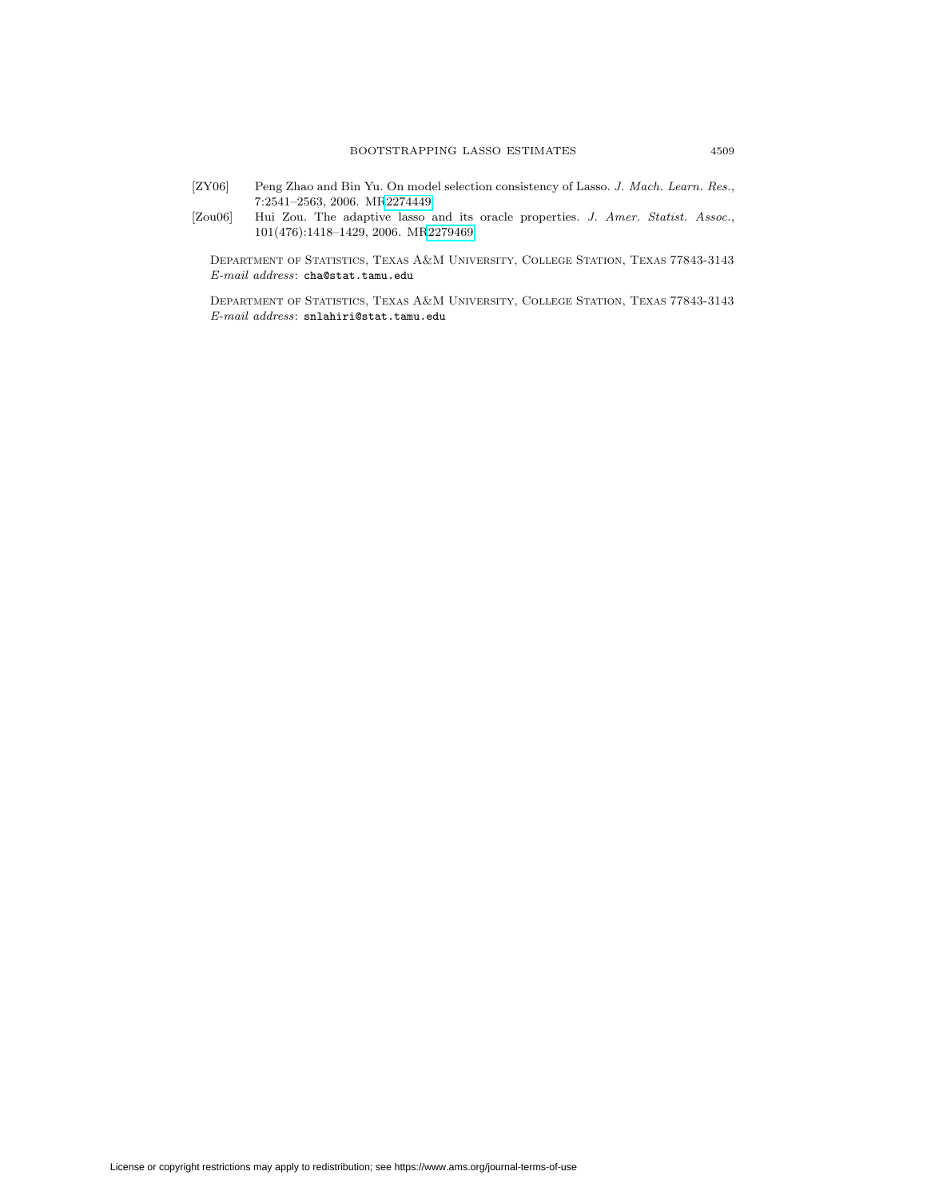[ZY06] Peng Zhao and Bin Yu. On model selection consistency of Lasso. *J. Mach. Learn. Res.*, 7:2541–2563, 2006. MR2274449

[Zou06] Hui Zou. The adaptive lasso and its oracle properties. *J. Amer. Statist. Assoc.*, 101(476):1418–1429, 2006. MR2279469

Department of Statistics, Texas A&M University, College Station, Texas 77843-3143
*E-mail address*: `cha@stat.tamu.edu`

Department of Statistics, Texas A&M University, College Station, Texas 77843-3143
*E-mail address*: `snlahiri@stat.tamu.edu`